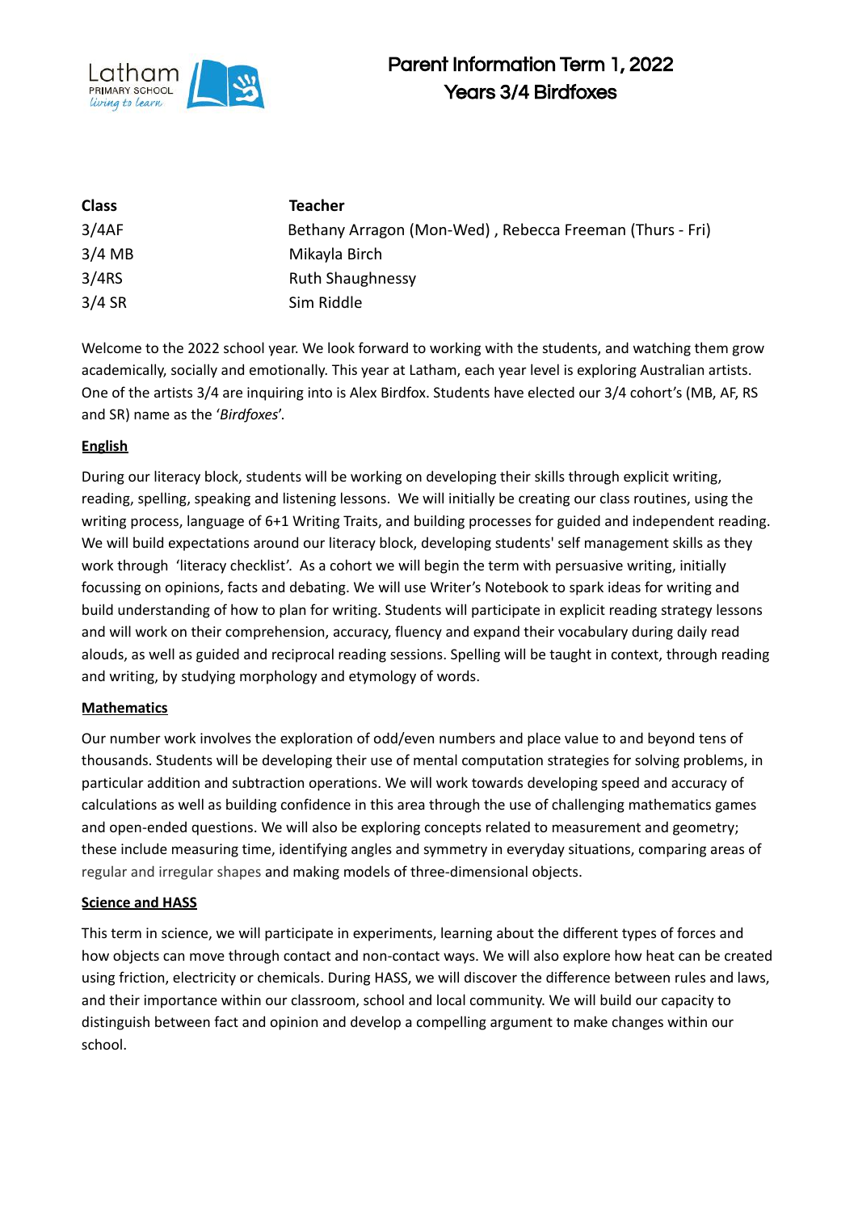# Parent Information Term 1, 2022
## Years 3/4 Birdfoxes

| Class | Teacher |
| --- | --- |
| 3/4AF | Bethany Arragon (Mon-Wed) , Rebecca Freeman (Thurs - Fri) |
| 3/4 MB | Mikayla Birch |
| 3/4RS | Ruth Shaughnessy |
| 3/4 SR | Sim Riddle |

Welcome to the 2022 school year. We look forward to working with the students, and watching them grow academically, socially and emotionally. This year at Latham, each year level is exploring Australian artists. One of the artists 3/4 are inquiring into is Alex Birdfox. Students have elected our 3/4 cohort's (MB, AF, RS and SR) name as the '*Birdfoxes*'.

### English

During our literacy block, students will be working on developing their skills through explicit writing, reading, spelling, speaking and listening lessons. We will initially be creating our class routines, using the writing process, language of 6+1 Writing Traits, and building processes for guided and independent reading. We will build expectations around our literacy block, developing students' self management skills as they work through 'literacy checklist'. As a cohort we will begin the term with persuasive writing, initially focussing on opinions, facts and debating. We will use Writer's Notebook to spark ideas for writing and build understanding of how to plan for writing. Students will participate in explicit reading strategy lessons and will work on their comprehension, accuracy, fluency and expand their vocabulary during daily read alouds, as well as guided and reciprocal reading sessions. Spelling will be taught in context, through reading and writing, by studying morphology and etymology of words.

### Mathematics

Our number work involves the exploration of odd/even numbers and place value to and beyond tens of thousands. Students will be developing their use of mental computation strategies for solving problems, in particular addition and subtraction operations. We will work towards developing speed and accuracy of calculations as well as building confidence in this area through the use of challenging mathematics games and open-ended questions. We will also be exploring concepts related to measurement and geometry; these include measuring time, identifying angles and symmetry in everyday situations, comparing areas of regular and irregular shapes and making models of three-dimensional objects.

### Science and HASS

This term in science, we will participate in experiments, learning about the different types of forces and how objects can move through contact and non-contact ways. We will also explore how heat can be created using friction, electricity or chemicals. During HASS, we will discover the difference between rules and laws, and their importance within our classroom, school and local community. We will build our capacity to distinguish between fact and opinion and develop a compelling argument to make changes within our school.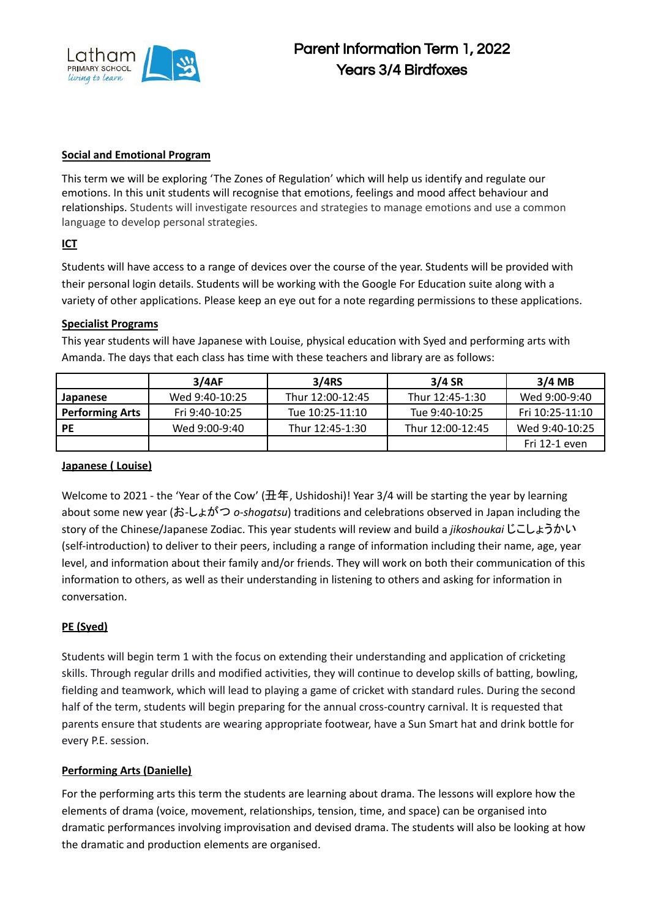# Parent Information Term 1, 2022
## Years 3/4 Birdfoxes

**Social and Emotional Program**

This term we will be exploring 'The Zones of Regulation' which will help us identify and regulate our emotions. In this unit students will recognise that emotions, feelings and mood affect behaviour and relationships. Students will investigate resources and strategies to manage emotions and use a common language to develop personal strategies.

**ICT**

Students will have access to a range of devices over the course of the year. Students will be provided with their personal login details. Students will be working with the Google For Education suite along with a variety of other applications. Please keep an eye out for a note regarding permissions to these applications.

**Specialist Programs**

This year students will have Japanese with Louise, physical education with Syed and performing arts with Amanda. The days that each class has time with these teachers and library are as follows:

| | 3/4AF | 3/4RS | 3/4 SR | 3/4 MB |
|---|---|---|---|---|
| **Japanese** | Wed 9:40-10:25 | Thur 12:00-12:45 | Thur 12:45-1:30 | Wed 9:00-9:40 |
| **Performing Arts** | Fri 9:40-10:25 | Tue 10:25-11:10 | Tue 9:40-10:25 | Fri 10:25-11:10 |
| **PE** | Wed 9:00-9:40 | Thur 12:45-1:30 | Thur 12:00-12:45 | Wed 9:40-10:25 |
| | | | | Fri 12-1 even |

**Japanese ( Louise)**

Welcome to 2021 - the 'Year of the Cow' (丑年, Ushidoshi)! Year 3/4 will be starting the year by learning about some new year (お-しょがつ *o-shogatsu*) traditions and celebrations observed in Japan including the story of the Chinese/Japanese Zodiac. This year students will review and build a *jikoshoukai* じこしょうかい (self-introduction) to deliver to their peers, including a range of information including their name, age, year level, and information about their family and/or friends. They will work on both their communication of this information to others, as well as their understanding in listening to others and asking for information in conversation.

**PE (Syed)**

Students will begin term 1 with the focus on extending their understanding and application of cricketing skills. Through regular drills and modified activities, they will continue to develop skills of batting, bowling, fielding and teamwork, which will lead to playing a game of cricket with standard rules. During the second half of the term, students will begin preparing for the annual cross-country carnival. It is requested that parents ensure that students are wearing appropriate footwear, have a Sun Smart hat and drink bottle for every P.E. session.

**Performing Arts (Danielle)**

For the performing arts this term the students are learning about drama. The lessons will explore how the elements of drama (voice, movement, relationships, tension, time, and space) can be organised into dramatic performances involving improvisation and devised drama. The students will also be looking at how the dramatic and production elements are organised.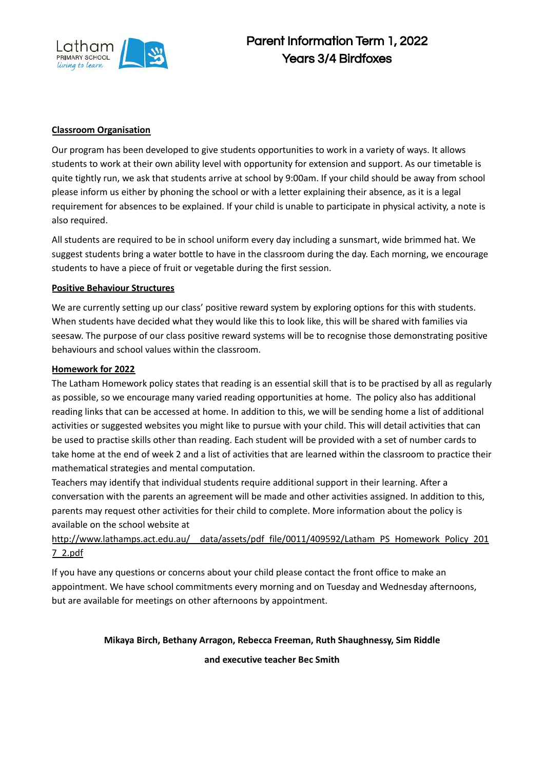# Parent Information Term 1, 2022
# Years 3/4 Birdfoxes

**Classroom Organisation**

Our program has been developed to give students opportunities to work in a variety of ways. It allows students to work at their own ability level with opportunity for extension and support. As our timetable is quite tightly run, we ask that students arrive at school by 9:00am. If your child should be away from school please inform us either by phoning the school or with a letter explaining their absence, as it is a legal requirement for absences to be explained. If your child is unable to participate in physical activity, a note is also required.

All students are required to be in school uniform every day including a sunsmart, wide brimmed hat. We suggest students bring a water bottle to have in the classroom during the day. Each morning, we encourage students to have a piece of fruit or vegetable during the first session.

**Positive Behaviour Structures**

We are currently setting up our class' positive reward system by exploring options for this with students. When students have decided what they would like this to look like, this will be shared with families via seesaw. The purpose of our class positive reward systems will be to recognise those demonstrating positive behaviours and school values within the classroom.

**Homework for 2022**

The Latham Homework policy states that reading is an essential skill that is to be practised by all as regularly as possible, so we encourage many varied reading opportunities at home. The policy also has additional reading links that can be accessed at home. In addition to this, we will be sending home a list of additional activities or suggested websites you might like to pursue with your child. This will detail activities that can be used to practise skills other than reading. Each student will be provided with a set of number cards to take home at the end of week 2 and a list of activities that are learned within the classroom to practice their mathematical strategies and mental computation.

Teachers may identify that individual students require additional support in their learning. After a conversation with the parents an agreement will be made and other activities assigned. In addition to this, parents may request other activities for their child to complete. More information about the policy is available on the school website at

http://www.lathamps.act.edu.au/__data/assets/pdf_file/0011/409592/Latham_PS_Homework_Policy_2017_2.pdf

If you have any questions or concerns about your child please contact the front office to make an appointment. We have school commitments every morning and on Tuesday and Wednesday afternoons, but are available for meetings on other afternoons by appointment.

**Mikaya Birch, Bethany Arragon, Rebecca Freeman, Ruth Shaughnessy, Sim Riddle**

**and executive teacher Bec Smith**